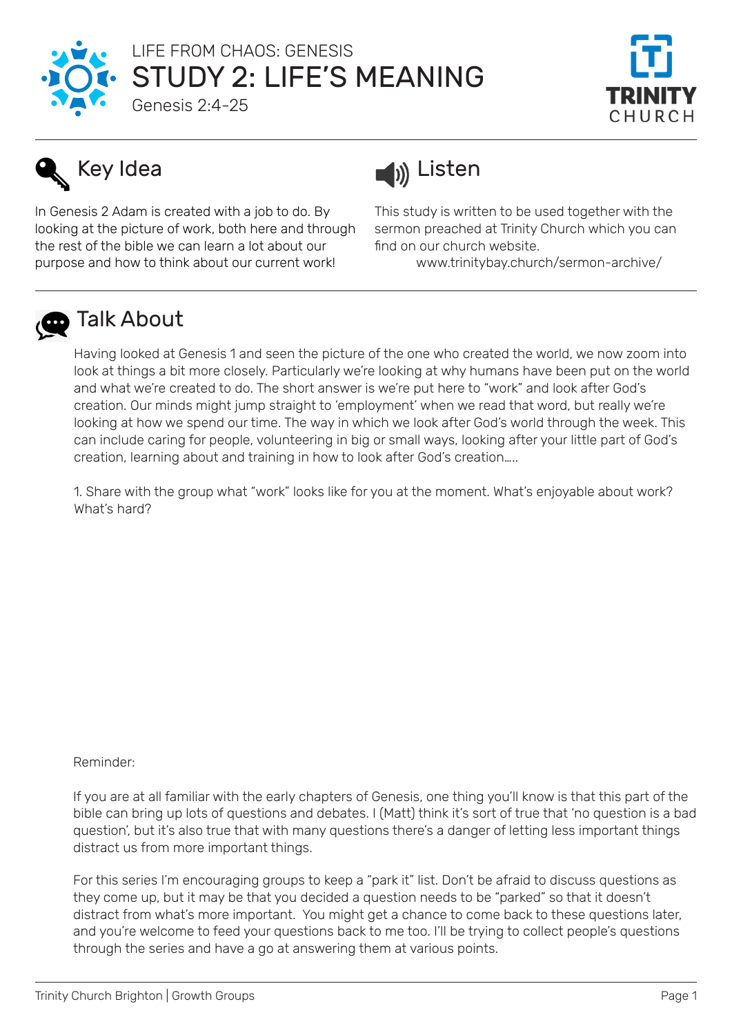LIFE FROM CHAOS: GENESIS

# STUDY 2: LIFE'S MEANING

Genesis 2:4-25

## Key Idea

In Genesis 2 Adam is created with a job to do. By looking at the picture of work, both here and through the rest of the bible we can learn a lot about our purpose and how to think about our current work!

## Listen

This study is written to be used together with the sermon preached at Trinity Church which you can find on our church website.

www.trinitybay.church/sermon-archive/

## Talk About

Having looked at Genesis 1 and seen the picture of the one who created the world, we now zoom into look at things a bit more closely. Particularly we're looking at why humans have been put on the world and what we're created to do. The short answer is we're put here to "work" and look after God's creation. Our minds might jump straight to 'employment' when we read that word, but really we're looking at how we spend our time. The way in which we look after God's world through the week. This can include caring for people, volunteering in big or small ways, looking after your little part of God's creation, learning about and training in how to look after God's creation…..

1. Share with the group what "work" looks like for you at the moment. What's enjoyable about work? What's hard?

Reminder:

If you are at all familiar with the early chapters of Genesis, one thing you'll know is that this part of the bible can bring up lots of questions and debates. I (Matt) think it's sort of true that 'no question is a bad question', but it's also true that with many questions there's a danger of letting less important things distract us from more important things.

For this series I'm encouraging groups to keep a "park it" list. Don't be afraid to discuss questions as they come up, but it may be that you decided a question needs to be "parked" so that it doesn't distract from what's more important. You might get a chance to come back to these questions later, and you're welcome to feed your questions back to me too. I'll be trying to collect people's questions through the series and have a go at answering them at various points.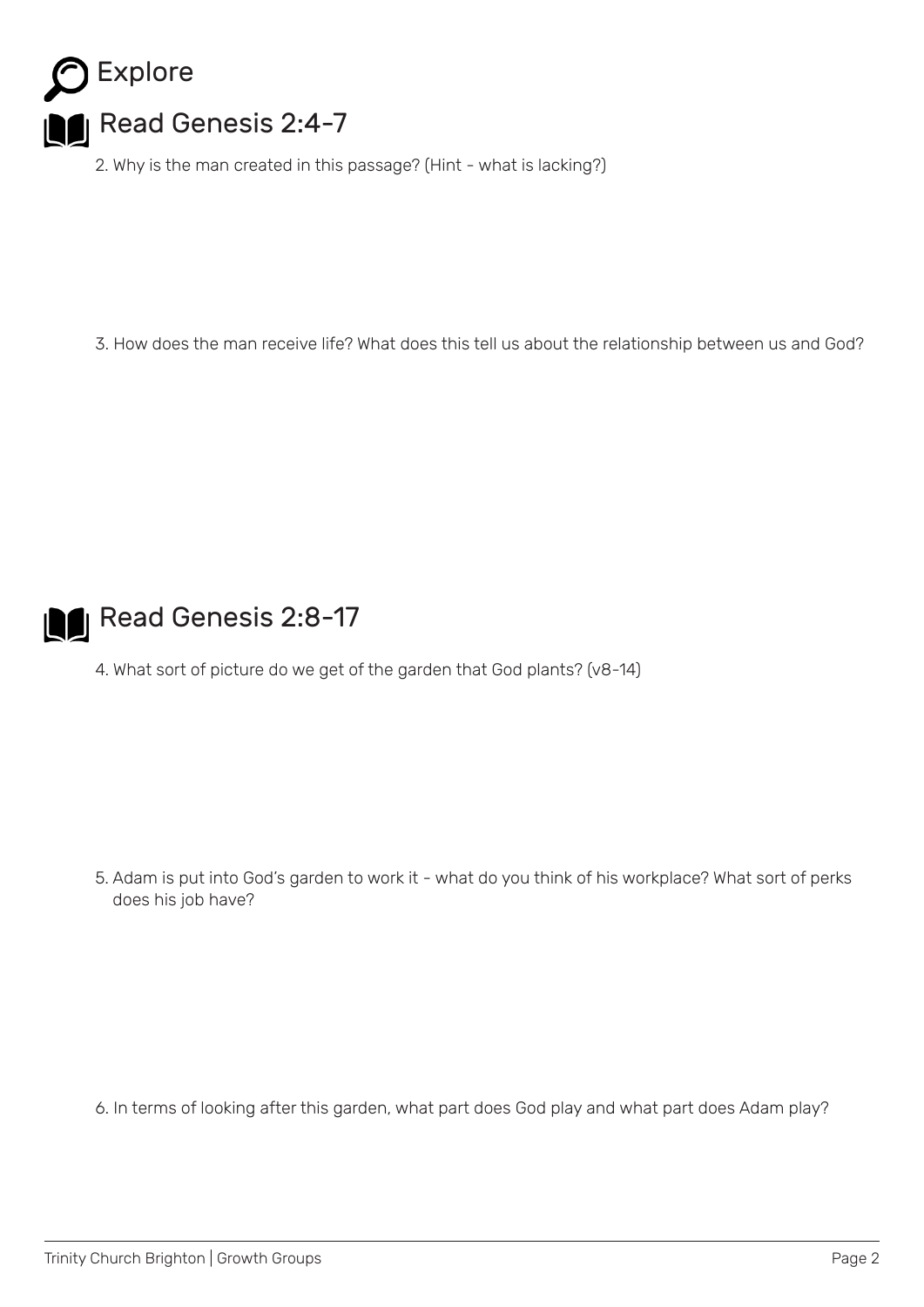# Explore

## Read Genesis 2:4-7

2. Why is the man created in this passage? (Hint - what is lacking?)

3. How does the man receive life? What does this tell us about the relationship between us and God?

## Read Genesis 2:8-17

4. What sort of picture do we get of the garden that God plants? (v8-14)

5. Adam is put into God's garden to work it - what do you think of his workplace? What sort of perks does his job have?

6. In terms of looking after this garden, what part does God play and what part does Adam play?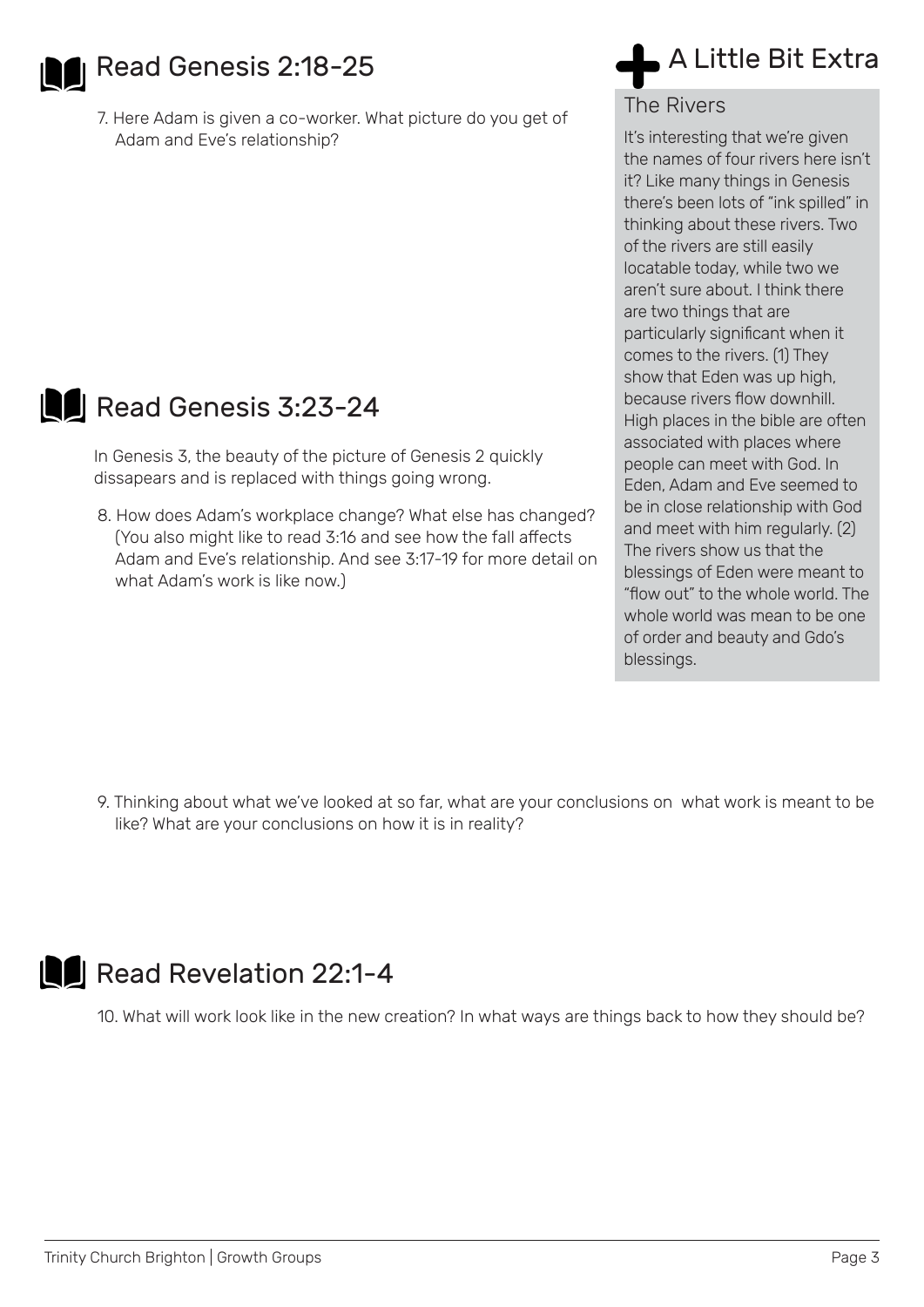## Read Genesis 2:18-25

7. Here Adam is given a co-worker. What picture do you get of Adam and Eve's relationship?

## Read Genesis 3:23-24

In Genesis 3, the beauty of the picture of Genesis 2 quickly dissapears and is replaced with things going wrong.

8. How does Adam's workplace change? What else has changed? (You also might like to read 3:16 and see how the fall affects Adam and Eve's relationship. And see 3:17-19 for more detail on what Adam's work is like now.)

## A Little Bit Extra

### The Rivers

It's interesting that we're given the names of four rivers here isn't it? Like many things in Genesis there's been lots of "ink spilled" in thinking about these rivers. Two of the rivers are still easily locatable today, while two we aren't sure about. I think there are two things that are particularly significant when it comes to the rivers. (1) They show that Eden was up high, because rivers flow downhill. High places in the bible are often associated with places where people can meet with God. In Eden, Adam and Eve seemed to be in close relationship with God and meet with him regularly. (2) The rivers show us that the blessings of Eden were meant to "flow out" to the whole world. The whole world was mean to be one of order and beauty and Gdo's blessings.

9. Thinking about what we've looked at so far, what are your conclusions on what work is meant to be like? What are your conclusions on how it is in reality?

## Read Revelation 22:1-4

10. What will work look like in the new creation? In what ways are things back to how they should be?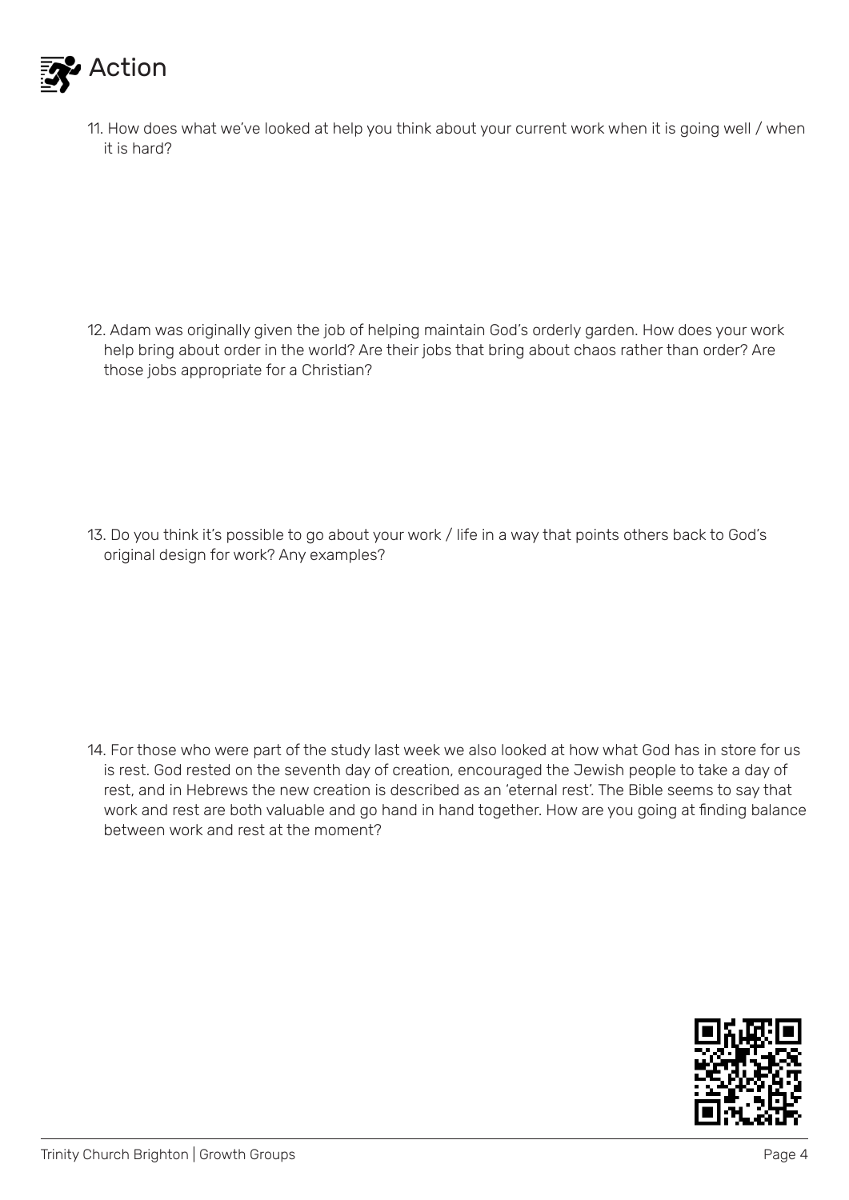# Action

11. How does what we've looked at help you think about your current work when it is going well / when it is hard?

12. Adam was originally given the job of helping maintain God's orderly garden. How does your work help bring about order in the world? Are their jobs that bring about chaos rather than order? Are those jobs appropriate for a Christian?

13. Do you think it's possible to go about your work / life in a way that points others back to God's original design for work? Any examples?

14. For those who were part of the study last week we also looked at how what God has in store for us is rest. God rested on the seventh day of creation, encouraged the Jewish people to take a day of rest, and in Hebrews the new creation is described as an 'eternal rest'. The Bible seems to say that work and rest are both valuable and go hand in hand together. How are you going at finding balance between work and rest at the moment?